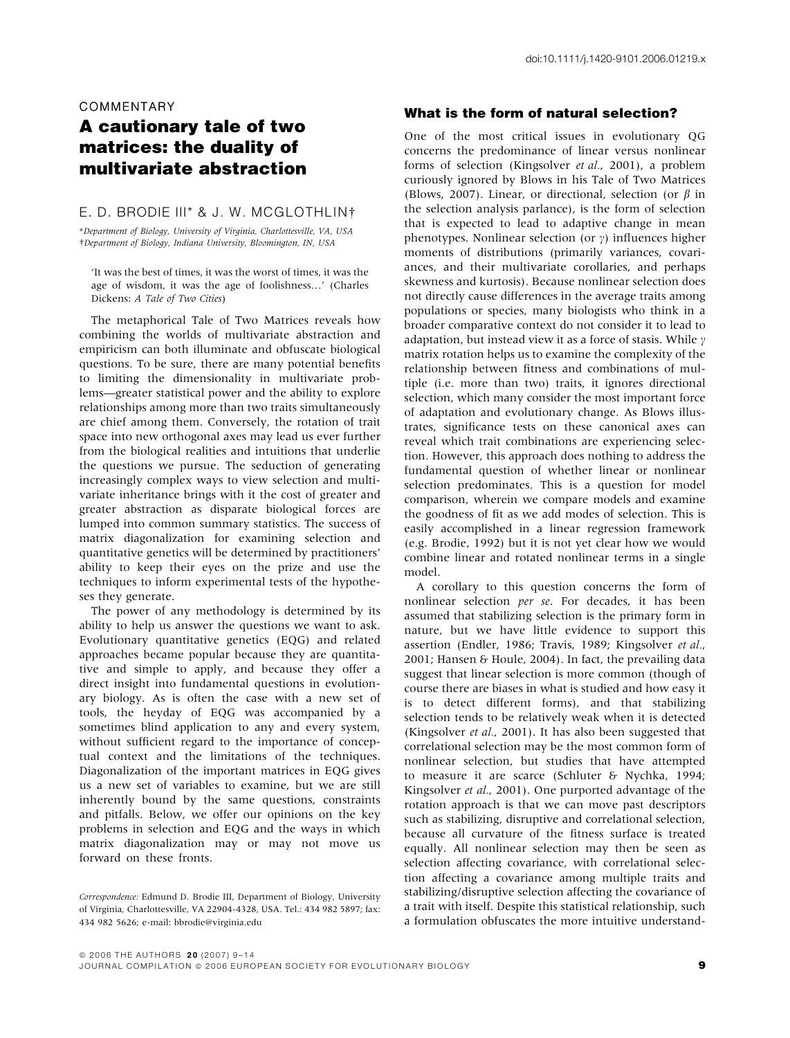doi:10.1111/j.1420-9101.2006.01219.x

COMMENTARY

# A cautionary tale of two matrices: the duality of multivariate abstraction

E. D. BRODIE III* & J. W. MCGLOTHLIN†

*Department of Biology, University of Virginia, Charlottesville, VA, USA
†Department of Biology, Indiana University, Bloomington, IN, USA

> 'It was the best of times, it was the worst of times, it was the age of wisdom, it was the age of foolishness…' (Charles Dickens: *A Tale of Two Cities*)

The metaphorical Tale of Two Matrices reveals how combining the worlds of multivariate abstraction and empiricism can both illuminate and obfuscate biological questions. To be sure, there are many potential benefits to limiting the dimensionality in multivariate problems—greater statistical power and the ability to explore relationships among more than two traits simultaneously are chief among them. Conversely, the rotation of trait space into new orthogonal axes may lead us ever further from the biological realities and intuitions that underlie the questions we pursue. The seduction of generating increasingly complex ways to view selection and multivariate inheritance brings with it the cost of greater and greater abstraction as disparate biological forces are lumped into common summary statistics. The success of matrix diagonalization for examining selection and quantitative genetics will be determined by practitioners' ability to keep their eyes on the prize and use the techniques to inform experimental tests of the hypotheses they generate.

The power of any methodology is determined by its ability to help us answer the questions we want to ask. Evolutionary quantitative genetics (EQG) and related approaches became popular because they are quantitative and simple to apply, and because they offer a direct insight into fundamental questions in evolutionary biology. As is often the case with a new set of tools, the heyday of EQG was accompanied by a sometimes blind application to any and every system, without sufficient regard to the importance of conceptual context and the limitations of the techniques. Diagonalization of the important matrices in EQG gives us a new set of variables to examine, but we are still inherently bound by the same questions, constraints and pitfalls. Below, we offer our opinions on the key problems in selection and EQG and the ways in which matrix diagonalization may or may not move us forward on these fronts.

*Correspondence:* Edmund D. Brodie III, Department of Biology, University of Virginia, Charlottesville, VA 22904-4328, USA. Tel.: 434 982 5897; fax: 434 982 5626; e-mail: bbrodie@virginia.edu

## What is the form of natural selection?

One of the most critical issues in evolutionary QG concerns the predominance of linear versus nonlinear forms of selection (Kingsolver *et al.*, 2001), a problem curiously ignored by Blows in his Tale of Two Matrices (Blows, 2007). Linear, or directional, selection (or $\beta$ in the selection analysis parlance), is the form of selection that is expected to lead to adaptive change in mean phenotypes. Nonlinear selection (or $\gamma$) influences higher moments of distributions (primarily variances, covariances, and their multivariate corollaries, and perhaps skewness and kurtosis). Because nonlinear selection does not directly cause differences in the average traits among populations or species, many biologists who think in a broader comparative context do not consider it to lead to adaptation, but instead view it as a force of stasis. While $\gamma$ matrix rotation helps us to examine the complexity of the relationship between fitness and combinations of multiple (i.e. more than two) traits, it ignores directional selection, which many consider the most important force of adaptation and evolutionary change. As Blows illustrates, significance tests on these canonical axes can reveal which trait combinations are experiencing selection. However, this approach does nothing to address the fundamental question of whether linear or nonlinear selection predominates. This is a question for model comparison, wherein we compare models and examine the goodness of fit as we add modes of selection. This is easily accomplished in a linear regression framework (e.g. Brodie, 1992) but it is not yet clear how we would combine linear and rotated nonlinear terms in a single model.

A corollary to this question concerns the form of nonlinear selection *per se*. For decades, it has been assumed that stabilizing selection is the primary form in nature, but we have little evidence to support this assertion (Endler, 1986; Travis, 1989; Kingsolver *et al.*, 2001; Hansen & Houle, 2004). In fact, the prevailing data suggest that linear selection is more common (though of course there are biases in what is studied and how easy it is to detect different forms), and that stabilizing selection tends to be relatively weak when it is detected (Kingsolver *et al.*, 2001). It has also been suggested that correlational selection may be the most common form of nonlinear selection, but studies that have attempted to measure it are scarce (Schluter & Nychka, 1994; Kingsolver *et al.*, 2001). One purported advantage of the rotation approach is that we can move past descriptors such as stabilizing, disruptive and correlational selection, because all curvature of the fitness surface is treated equally. All nonlinear selection may then be seen as selection affecting covariance, with correlational selection affecting a covariance among multiple traits and stabilizing/disruptive selection affecting the covariance of a trait with itself. Despite this statistical relationship, such a formulation obfuscates the more intuitive understand-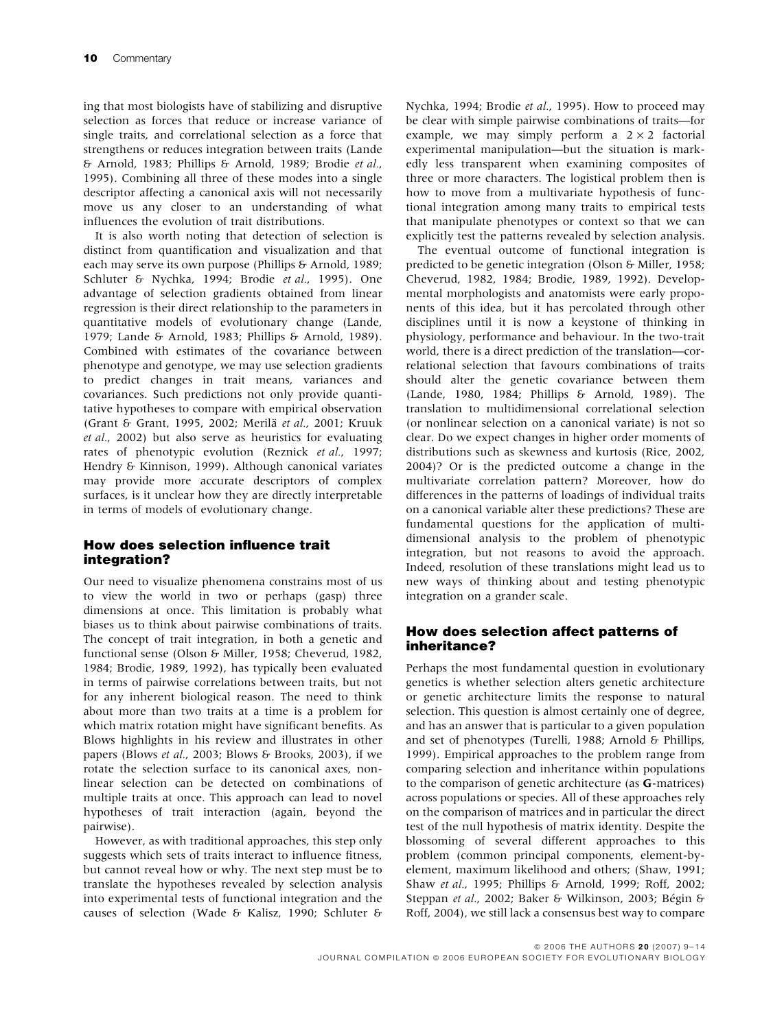ing that most biologists have of stabilizing and disruptive selection as forces that reduce or increase variance of single traits, and correlational selection as a force that strengthens or reduces integration between traits (Lande & Arnold, 1983; Phillips & Arnold, 1989; Brodie *et al.*, 1995). Combining all three of these modes into a single descriptor affecting a canonical axis will not necessarily move us any closer to an understanding of what influences the evolution of trait distributions.

It is also worth noting that detection of selection is distinct from quantification and visualization and that each may serve its own purpose (Phillips & Arnold, 1989; Schluter & Nychka, 1994; Brodie *et al.*, 1995). One advantage of selection gradients obtained from linear regression is their direct relationship to the parameters in quantitative models of evolutionary change (Lande, 1979; Lande & Arnold, 1983; Phillips & Arnold, 1989). Combined with estimates of the covariance between phenotype and genotype, we may use selection gradients to predict changes in trait means, variances and covariances. Such predictions not only provide quantitative hypotheses to compare with empirical observation (Grant & Grant, 1995, 2002; Merilä *et al.*, 2001; Kruuk *et al.*, 2002) but also serve as heuristics for evaluating rates of phenotypic evolution (Reznick *et al.*, 1997; Hendry & Kinnison, 1999). Although canonical variates may provide more accurate descriptors of complex surfaces, is it unclear how they are directly interpretable in terms of models of evolutionary change.

## How does selection influence trait integration?

Our need to visualize phenomena constrains most of us to view the world in two or perhaps (gasp) three dimensions at once. This limitation is probably what biases us to think about pairwise combinations of traits. The concept of trait integration, in both a genetic and functional sense (Olson & Miller, 1958; Cheverud, 1982, 1984; Brodie, 1989, 1992), has typically been evaluated in terms of pairwise correlations between traits, but not for any inherent biological reason. The need to think about more than two traits at a time is a problem for which matrix rotation might have significant benefits. As Blows highlights in his review and illustrates in other papers (Blows *et al.*, 2003; Blows & Brooks, 2003), if we rotate the selection surface to its canonical axes, nonlinear selection can be detected on combinations of multiple traits at once. This approach can lead to novel hypotheses of trait interaction (again, beyond the pairwise).

However, as with traditional approaches, this step only suggests which sets of traits interact to influence fitness, but cannot reveal how or why. The next step must be to translate the hypotheses revealed by selection analysis into experimental tests of functional integration and the causes of selection (Wade & Kalisz, 1990; Schluter & Nychka, 1994; Brodie *et al.*, 1995). How to proceed may be clear with simple pairwise combinations of traits—for example, we may simply perform a $2 \times 2$ factorial experimental manipulation—but the situation is markedly less transparent when examining composites of three or more characters. The logistical problem then is how to move from a multivariate hypothesis of functional integration among many traits to empirical tests that manipulate phenotypes or context so that we can explicitly test the patterns revealed by selection analysis.

The eventual outcome of functional integration is predicted to be genetic integration (Olson & Miller, 1958; Cheverud, 1982, 1984; Brodie, 1989, 1992). Developmental morphologists and anatomists were early proponents of this idea, but it has percolated through other disciplines until it is now a keystone of thinking in physiology, performance and behaviour. In the two-trait world, there is a direct prediction of the translation—correlational selection that favours combinations of traits should alter the genetic covariance between them (Lande, 1980, 1984; Phillips & Arnold, 1989). The translation to multidimensional correlational selection (or nonlinear selection on a canonical variate) is not so clear. Do we expect changes in higher order moments of distributions such as skewness and kurtosis (Rice, 2002, 2004)? Or is the predicted outcome a change in the multivariate correlation pattern? Moreover, how do differences in the patterns of loadings of individual traits on a canonical variable alter these predictions? These are fundamental questions for the application of multidimensional analysis to the problem of phenotypic integration, but not reasons to avoid the approach. Indeed, resolution of these translations might lead us to new ways of thinking about and testing phenotypic integration on a grander scale.

## How does selection affect patterns of inheritance?

Perhaps the most fundamental question in evolutionary genetics is whether selection alters genetic architecture or genetic architecture limits the response to natural selection. This question is almost certainly one of degree, and has an answer that is particular to a given population and set of phenotypes (Turelli, 1988; Arnold & Phillips, 1999). Empirical approaches to the problem range from comparing selection and inheritance within populations to the comparison of genetic architecture (as **G**-matrices) across populations or species. All of these approaches rely on the comparison of matrices and in particular the direct test of the null hypothesis of matrix identity. Despite the blossoming of several different approaches to this problem (common principal components, element-by-element, maximum likelihood and others; (Shaw, 1991; Shaw *et al.*, 1995; Phillips & Arnold, 1999; Roff, 2002; Steppan *et al.*, 2002; Baker & Wilkinson, 2003; Bégin & Roff, 2004), we still lack a consensus best way to compare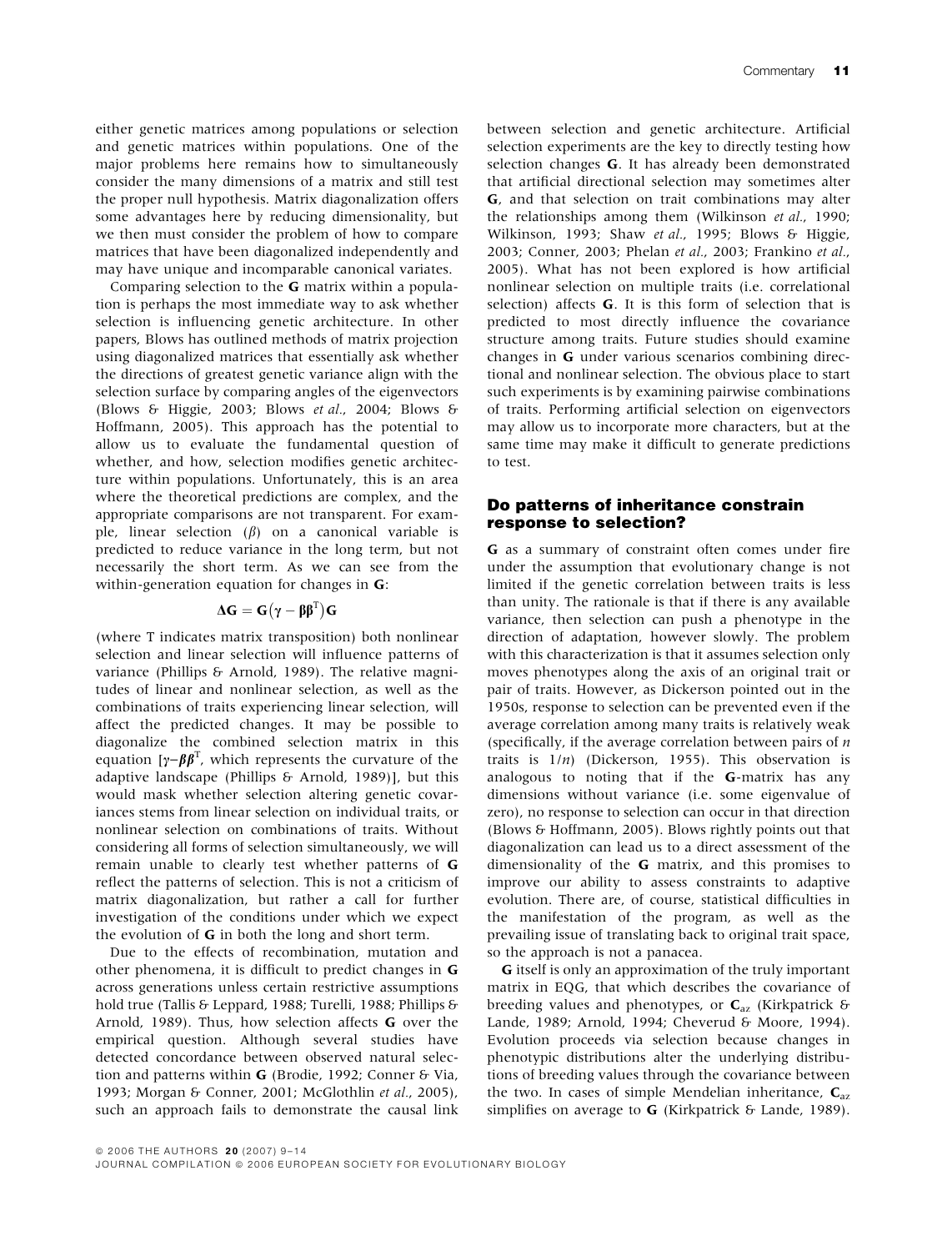either genetic matrices among populations or selection and genetic matrices within populations. One of the major problems here remains how to simultaneously consider the many dimensions of a matrix and still test the proper null hypothesis. Matrix diagonalization offers some advantages here by reducing dimensionality, but we then must consider the problem of how to compare matrices that have been diagonalized independently and may have unique and incomparable canonical variates.

Comparing selection to the **G** matrix within a population is perhaps the most immediate way to ask whether selection is influencing genetic architecture. In other papers, Blows has outlined methods of matrix projection using diagonalized matrices that essentially ask whether the directions of greatest genetic variance align with the selection surface by comparing angles of the eigenvectors (Blows & Higgie, 2003; Blows *et al.*, 2004; Blows & Hoffmann, 2005). This approach has the potential to allow us to evaluate the fundamental question of whether, and how, selection modifies genetic architecture within populations. Unfortunately, this is an area where the theoretical predictions are complex, and the appropriate comparisons are not transparent. For example, linear selection ($\beta$) on a canonical variable is predicted to reduce variance in the long term, but not necessarily the short term. As we can see from the within-generation equation for changes in **G**:

$$\Delta\mathbf{G} = \mathbf{G}(\boldsymbol{\gamma} - \boldsymbol{\beta}\boldsymbol{\beta}^{\mathrm{T}})\mathbf{G}$$

(where T indicates matrix transposition) both nonlinear selection and linear selection will influence patterns of variance (Phillips & Arnold, 1989). The relative magnitudes of linear and nonlinear selection, as well as the combinations of traits experiencing linear selection, will affect the predicted changes. It may be possible to diagonalize the combined selection matrix in this equation [$\gamma - \beta\beta^{\mathrm{T}}$, which represents the curvature of the adaptive landscape (Phillips & Arnold, 1989)], but this would mask whether selection altering genetic covariances stems from linear selection on individual traits, or nonlinear selection on combinations of traits. Without considering all forms of selection simultaneously, we will remain unable to clearly test whether patterns of **G** reflect the patterns of selection. This is not a criticism of matrix diagonalization, but rather a call for further investigation of the conditions under which we expect the evolution of **G** in both the long and short term.

Due to the effects of recombination, mutation and other phenomena, it is difficult to predict changes in **G** across generations unless certain restrictive assumptions hold true (Tallis & Leppard, 1988; Turelli, 1988; Phillips & Arnold, 1989). Thus, how selection affects **G** over the empirical question. Although several studies have detected concordance between observed natural selection and patterns within **G** (Brodie, 1992; Conner & Via, 1993; Morgan & Conner, 2001; McGlothlin *et al.*, 2005), such an approach fails to demonstrate the causal link between selection and genetic architecture. Artificial selection experiments are the key to directly testing how selection changes **G**. It has already been demonstrated that artificial directional selection may sometimes alter **G**, and that selection on trait combinations may alter the relationships among them (Wilkinson *et al.*, 1990; Wilkinson, 1993; Shaw *et al.*, 1995; Blows & Higgie, 2003; Conner, 2003; Phelan *et al.*, 2003; Frankino *et al.*, 2005). What has not been explored is how artificial nonlinear selection on multiple traits (i.e. correlational selection) affects **G**. It is this form of selection that is predicted to most directly influence the covariance structure among traits. Future studies should examine changes in **G** under various scenarios combining directional and nonlinear selection. The obvious place to start such experiments is by examining pairwise combinations of traits. Performing artificial selection on eigenvectors may allow us to incorporate more characters, but at the same time may make it difficult to generate predictions to test.

## Do patterns of inheritance constrain response to selection?

**G** as a summary of constraint often comes under fire under the assumption that evolutionary change is not limited if the genetic correlation between traits is less than unity. The rationale is that if there is any available variance, then selection can push a phenotype in the direction of adaptation, however slowly. The problem with this characterization is that it assumes selection only moves phenotypes along the axis of an original trait or pair of traits. However, as Dickerson pointed out in the 1950s, response to selection can be prevented even if the average correlation among many traits is relatively weak (specifically, if the average correlation between pairs of $n$ traits is $1/n$) (Dickerson, 1955). This observation is analogous to noting that if the **G**-matrix has any dimensions without variance (i.e. some eigenvalue of zero), no response to selection can occur in that direction (Blows & Hoffmann, 2005). Blows rightly points out that diagonalization can lead us to a direct assessment of the dimensionality of the **G** matrix, and this promises to improve our ability to assess constraints to adaptive evolution. There are, of course, statistical difficulties in the manifestation of the program, as well as the prevailing issue of translating back to original trait space, so the approach is not a panacea.

**G** itself is only an approximation of the truly important matrix in EQG, that which describes the covariance of breeding values and phenotypes, or $\mathbf{C}_{az}$ (Kirkpatrick & Lande, 1989; Arnold, 1994; Cheverud & Moore, 1994). Evolution proceeds via selection because changes in phenotypic distributions alter the underlying distributions of breeding values through the covariance between the two. In cases of simple Mendelian inheritance, $\mathbf{C}_{az}$ simplifies on average to **G** (Kirkpatrick & Lande, 1989).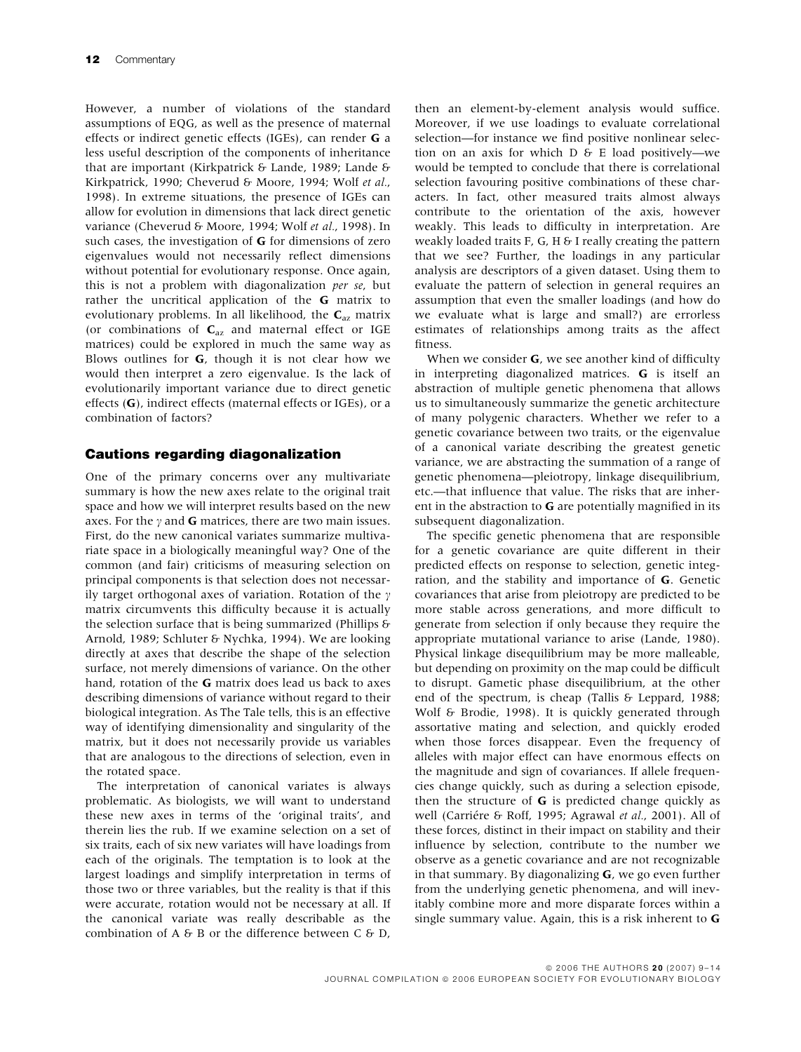However, a number of violations of the standard assumptions of EQG, as well as the presence of maternal effects or indirect genetic effects (IGEs), can render **G** a less useful description of the components of inheritance that are important (Kirkpatrick & Lande, 1989; Lande & Kirkpatrick, 1990; Cheverud & Moore, 1994; Wolf *et al.*, 1998). In extreme situations, the presence of IGEs can allow for evolution in dimensions that lack direct genetic variance (Cheverud & Moore, 1994; Wolf *et al.*, 1998). In such cases, the investigation of **G** for dimensions of zero eigenvalues would not necessarily reflect dimensions without potential for evolutionary response. Once again, this is not a problem with diagonalization *per se*, but rather the uncritical application of the **G** matrix to evolutionary problems. In all likelihood, the $\mathbf{C}_{az}$ matrix (or combinations of $\mathbf{C}_{az}$ and maternal effect or IGE matrices) could be explored in much the same way as Blows outlines for **G**, though it is not clear how we would then interpret a zero eigenvalue. Is the lack of evolutionarily important variance due to direct genetic effects (**G**), indirect effects (maternal effects or IGEs), or a combination of factors?

## Cautions regarding diagonalization

One of the primary concerns over any multivariate summary is how the new axes relate to the original trait space and how we will interpret results based on the new axes. For the $\gamma$ and **G** matrices, there are two main issues. First, do the new canonical variates summarize multivariate space in a biologically meaningful way? One of the common (and fair) criticisms of measuring selection on principal components is that selection does not necessarily target orthogonal axes of variation. Rotation of the $\gamma$ matrix circumvents this difficulty because it is actually the selection surface that is being summarized (Phillips & Arnold, 1989; Schluter & Nychka, 1994). We are looking directly at axes that describe the shape of the selection surface, not merely dimensions of variance. On the other hand, rotation of the **G** matrix does lead us back to axes describing dimensions of variance without regard to their biological integration. As The Tale tells, this is an effective way of identifying dimensionality and singularity of the matrix, but it does not necessarily provide us variables that are analogous to the directions of selection, even in the rotated space.

The interpretation of canonical variates is always problematic. As biologists, we will want to understand these new axes in terms of the 'original traits', and therein lies the rub. If we examine selection on a set of six traits, each of six new variates will have loadings from each of the originals. The temptation is to look at the largest loadings and simplify interpretation in terms of those two or three variables, but the reality is that if this were accurate, rotation would not be necessary at all. If the canonical variate was really describable as the combination of A & B or the difference between C & D, then an element-by-element analysis would suffice. Moreover, if we use loadings to evaluate correlational selection—for instance we find positive nonlinear selection on an axis for which D & E load positively—we would be tempted to conclude that there is correlational selection favouring positive combinations of these characters. In fact, other measured traits almost always contribute to the orientation of the axis, however weakly. This leads to difficulty in interpretation. Are weakly loaded traits F, G, H & I really creating the pattern that we see? Further, the loadings in any particular analysis are descriptors of a given dataset. Using them to evaluate the pattern of selection in general requires an assumption that even the smaller loadings (and how do we evaluate what is large and small?) are errorless estimates of relationships among traits as the affect fitness.

When we consider **G**, we see another kind of difficulty in interpreting diagonalized matrices. **G** is itself an abstraction of multiple genetic phenomena that allows us to simultaneously summarize the genetic architecture of many polygenic characters. Whether we refer to a genetic covariance between two traits, or the eigenvalue of a canonical variate describing the greatest genetic variance, we are abstracting the summation of a range of genetic phenomena—pleiotropy, linkage disequilibrium, etc.—that influence that value. The risks that are inherent in the abstraction to **G** are potentially magnified in its subsequent diagonalization.

The specific genetic phenomena that are responsible for a genetic covariance are quite different in their predicted effects on response to selection, genetic integration, and the stability and importance of **G**. Genetic covariances that arise from pleiotropy are predicted to be more stable across generations, and more difficult to generate from selection if only because they require the appropriate mutational variance to arise (Lande, 1980). Physical linkage disequilibrium may be more malleable, but depending on proximity on the map could be difficult to disrupt. Gametic phase disequilibrium, at the other end of the spectrum, is cheap (Tallis & Leppard, 1988; Wolf & Brodie, 1998). It is quickly generated through assortative mating and selection, and quickly eroded when those forces disappear. Even the frequency of alleles with major effect can have enormous effects on the magnitude and sign of covariances. If allele frequencies change quickly, such as during a selection episode, then the structure of **G** is predicted change quickly as well (Carriére & Roff, 1995; Agrawal *et al.*, 2001). All of these forces, distinct in their impact on stability and their influence by selection, contribute to the number we observe as a genetic covariance and are not recognizable in that summary. By diagonalizing **G**, we go even further from the underlying genetic phenomena, and will inevitably combine more and more disparate forces within a single summary value. Again, this is a risk inherent to **G**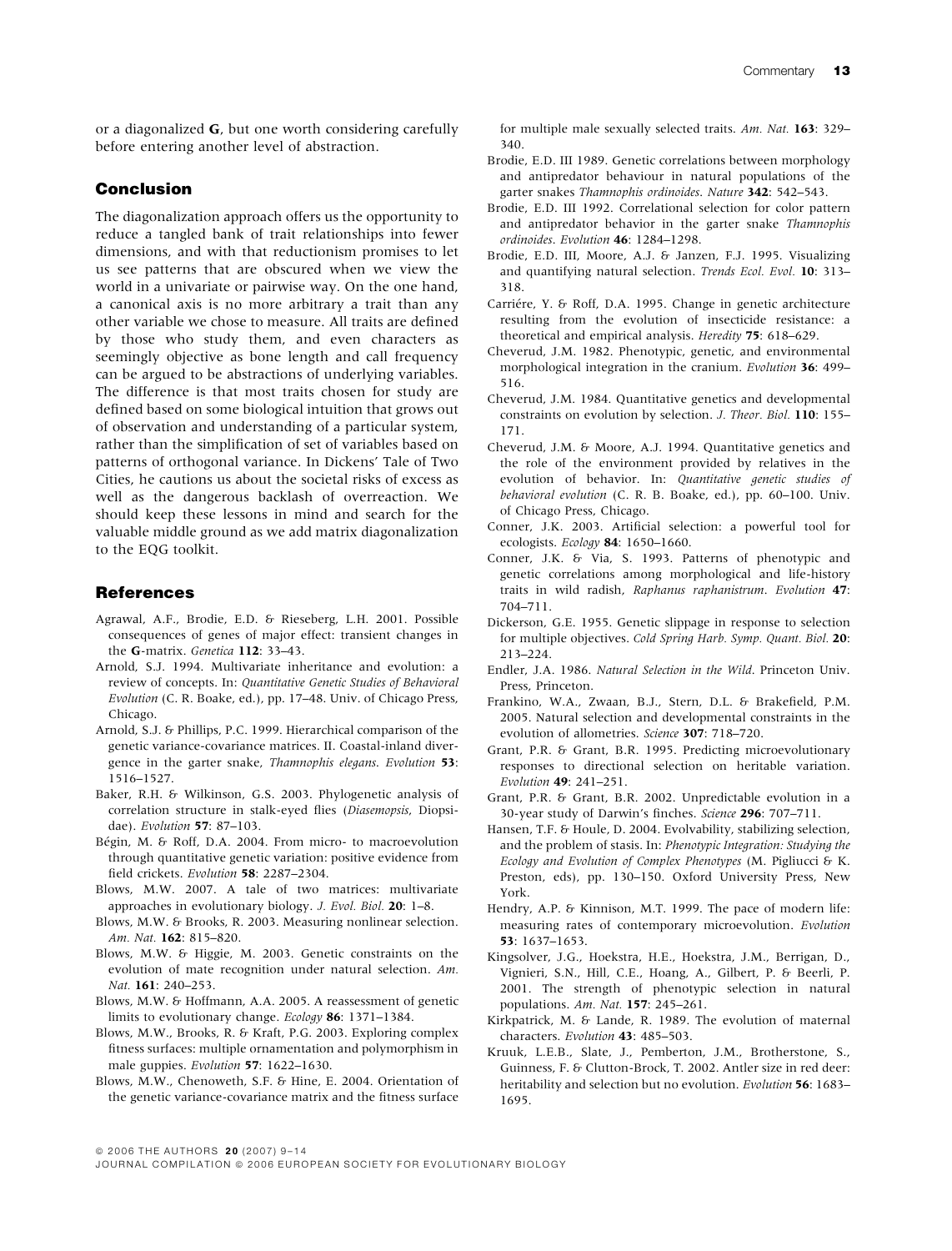or a diagonalized **G**, but one worth considering carefully before entering another level of abstraction.

## Conclusion

The diagonalization approach offers us the opportunity to reduce a tangled bank of trait relationships into fewer dimensions, and with that reductionism promises to let us see patterns that are obscured when we view the world in a univariate or pairwise way. On the one hand, a canonical axis is no more arbitrary a trait than any other variable we chose to measure. All traits are defined by those who study them, and even characters as seemingly objective as bone length and call frequency can be argued to be abstractions of underlying variables. The difference is that most traits chosen for study are defined based on some biological intuition that grows out of observation and understanding of a particular system, rather than the simplification of set of variables based on patterns of orthogonal variance. In Dickens' Tale of Two Cities, he cautions us about the societal risks of excess as well as the dangerous backlash of overreaction. We should keep these lessons in mind and search for the valuable middle ground as we add matrix diagonalization to the EQG toolkit.

## References

Agrawal, A.F., Brodie, E.D. & Rieseberg, L.H. 2001. Possible consequences of genes of major effect: transient changes in the **G**-matrix. *Genetica* **112**: 33–43.

Arnold, S.J. 1994. Multivariate inheritance and evolution: a review of concepts. In: *Quantitative Genetic Studies of Behavioral Evolution* (C. R. Boake, ed.), pp. 17–48. Univ. of Chicago Press, Chicago.

Arnold, S.J. & Phillips, P.C. 1999. Hierarchical comparison of the genetic variance-covariance matrices. II. Coastal-inland divergence in the garter snake, *Thamnophis elegans*. *Evolution* **53**: 1516–1527.

Baker, R.H. & Wilkinson, G.S. 2003. Phylogenetic analysis of correlation structure in stalk-eyed flies (*Diasemopsis*, Diopsidae). *Evolution* **57**: 87–103.

Bégin, M. & Roff, D.A. 2004. From micro- to macroevolution through quantitative genetic variation: positive evidence from field crickets. *Evolution* **58**: 2287–2304.

Blows, M.W. 2007. A tale of two matrices: multivariate approaches in evolutionary biology. *J. Evol. Biol.* **20**: 1–8.

Blows, M.W. & Brooks, R. 2003. Measuring nonlinear selection. *Am. Nat.* **162**: 815–820.

Blows, M.W. & Higgie, M. 2003. Genetic constraints on the evolution of mate recognition under natural selection. *Am. Nat.* **161**: 240–253.

Blows, M.W. & Hoffmann, A.A. 2005. A reassessment of genetic limits to evolutionary change. *Ecology* **86**: 1371–1384.

Blows, M.W., Brooks, R. & Kraft, P.G. 2003. Exploring complex fitness surfaces: multiple ornamentation and polymorphism in male guppies. *Evolution* **57**: 1622–1630.

Blows, M.W., Chenoweth, S.F. & Hine, E. 2004. Orientation of the genetic variance-covariance matrix and the fitness surface for multiple male sexually selected traits. *Am. Nat.* **163**: 329–340.

Brodie, E.D. III 1989. Genetic correlations between morphology and antipredator behaviour in natural populations of the garter snakes *Thamnophis ordinoides*. *Nature* **342**: 542–543.

Brodie, E.D. III 1992. Correlational selection for color pattern and antipredator behavior in the garter snake *Thamnophis ordinoides*. *Evolution* **46**: 1284–1298.

Brodie, E.D. III, Moore, A.J. & Janzen, F.J. 1995. Visualizing and quantifying natural selection. *Trends Ecol. Evol.* **10**: 313–318.

Carriére, Y. & Roff, D.A. 1995. Change in genetic architecture resulting from the evolution of insecticide resistance: a theoretical and empirical analysis. *Heredity* **75**: 618–629.

Cheverud, J.M. 1982. Phenotypic, genetic, and environmental morphological integration in the cranium. *Evolution* **36**: 499–516.

Cheverud, J.M. 1984. Quantitative genetics and developmental constraints on evolution by selection. *J. Theor. Biol.* **110**: 155–171.

Cheverud, J.M. & Moore, A.J. 1994. Quantitative genetics and the role of the environment provided by relatives in the evolution of behavior. In: *Quantitative genetic studies of behavioral evolution* (C. R. B. Boake, ed.), pp. 60–100. Univ. of Chicago Press, Chicago.

Conner, J.K. 2003. Artificial selection: a powerful tool for ecologists. *Ecology* **84**: 1650–1660.

Conner, J.K. & Via, S. 1993. Patterns of phenotypic and genetic correlations among morphological and life-history traits in wild radish, *Raphanus raphanistrum*. *Evolution* **47**: 704–711.

Dickerson, G.E. 1955. Genetic slippage in response to selection for multiple objectives. *Cold Spring Harb. Symp. Quant. Biol.* **20**: 213–224.

Endler, J.A. 1986. *Natural Selection in the Wild*. Princeton Univ. Press, Princeton.

Frankino, W.A., Zwaan, B.J., Stern, D.L. & Brakefield, P.M. 2005. Natural selection and developmental constraints in the evolution of allometries. *Science* **307**: 718–720.

Grant, P.R. & Grant, B.R. 1995. Predicting microevolutionary responses to directional selection on heritable variation. *Evolution* **49**: 241–251.

Grant, P.R. & Grant, B.R. 2002. Unpredictable evolution in a 30-year study of Darwin's finches. *Science* **296**: 707–711.

Hansen, T.F. & Houle, D. 2004. Evolvability, stabilizing selection, and the problem of stasis. In: *Phenotypic Integration: Studying the Ecology and Evolution of Complex Phenotypes* (M. Pigliucci & K. Preston, eds), pp. 130–150. Oxford University Press, New York.

Hendry, A.P. & Kinnison, M.T. 1999. The pace of modern life: measuring rates of contemporary microevolution. *Evolution* **53**: 1637–1653.

Kingsolver, J.G., Hoekstra, H.E., Hoekstra, J.M., Berrigan, D., Vignieri, S.N., Hill, C.E., Hoang, A., Gilbert, P. & Beerli, P. 2001. The strength of phenotypic selection in natural populations. *Am. Nat.* **157**: 245–261.

Kirkpatrick, M. & Lande, R. 1989. The evolution of maternal characters. *Evolution* **43**: 485–503.

Kruuk, L.E.B., Slate, J., Pemberton, J.M., Brotherstone, S., Guinness, F. & Clutton-Brock, T. 2002. Antler size in red deer: heritability and selection but no evolution. *Evolution* **56**: 1683–1695.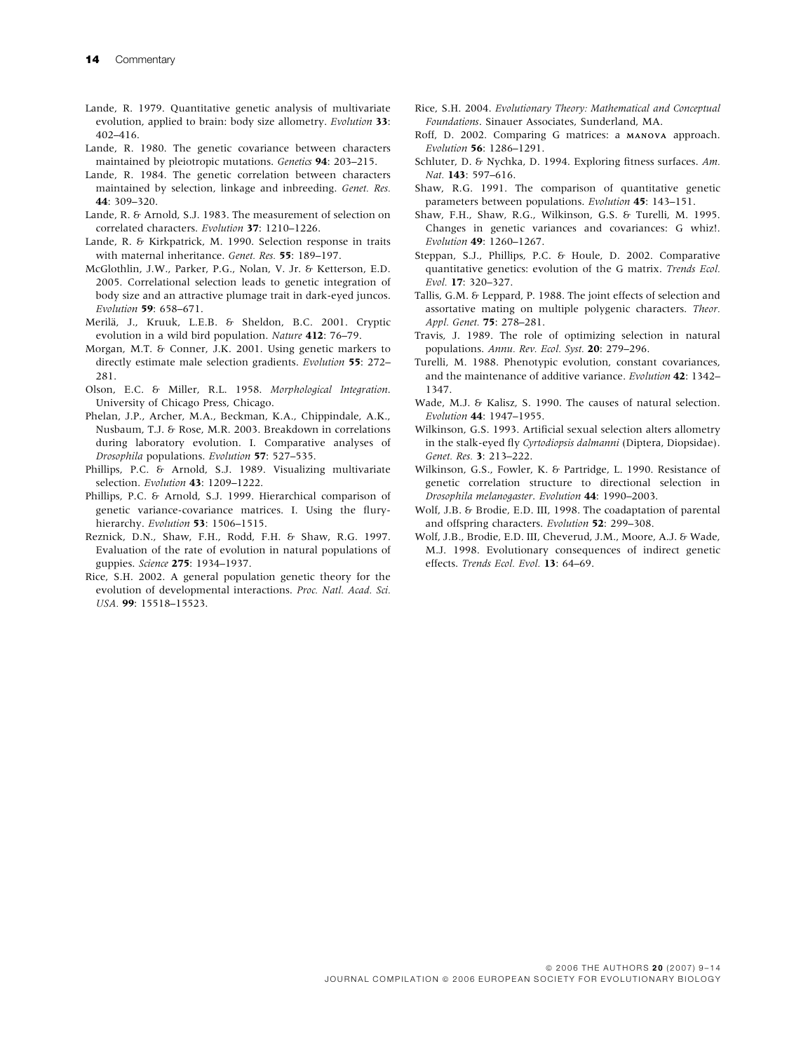Lande, R. 1979. Quantitative genetic analysis of multivariate evolution, applied to brain: body size allometry. *Evolution* **33**: 402–416.

Lande, R. 1980. The genetic covariance between characters maintained by pleiotropic mutations. *Genetics* **94**: 203–215.

Lande, R. 1984. The genetic correlation between characters maintained by selection, linkage and inbreeding. *Genet. Res.* **44**: 309–320.

Lande, R. & Arnold, S.J. 1983. The measurement of selection on correlated characters. *Evolution* **37**: 1210–1226.

Lande, R. & Kirkpatrick, M. 1990. Selection response in traits with maternal inheritance. *Genet. Res.* **55**: 189–197.

McGlothlin, J.W., Parker, P.G., Nolan, V. Jr. & Ketterson, E.D. 2005. Correlational selection leads to genetic integration of body size and an attractive plumage trait in dark-eyed juncos. *Evolution* **59**: 658–671.

Merilä, J., Kruuk, L.E.B. & Sheldon, B.C. 2001. Cryptic evolution in a wild bird population. *Nature* **412**: 76–79.

Morgan, M.T. & Conner, J.K. 2001. Using genetic markers to directly estimate male selection gradients. *Evolution* **55**: 272–281.

Olson, E.C. & Miller, R.L. 1958. *Morphological Integration*. University of Chicago Press, Chicago.

Phelan, J.P., Archer, M.A., Beckman, K.A., Chippindale, A.K., Nusbaum, T.J. & Rose, M.R. 2003. Breakdown in correlations during laboratory evolution. I. Comparative analyses of *Drosophila* populations. *Evolution* **57**: 527–535.

Phillips, P.C. & Arnold, S.J. 1989. Visualizing multivariate selection. *Evolution* **43**: 1209–1222.

Phillips, P.C. & Arnold, S.J. 1999. Hierarchical comparison of genetic variance-covariance matrices. I. Using the flury-hierarchy. *Evolution* **53**: 1506–1515.

Reznick, D.N., Shaw, F.H., Rodd, F.H. & Shaw, R.G. 1997. Evaluation of the rate of evolution in natural populations of guppies. *Science* **275**: 1934–1937.

Rice, S.H. 2002. A general population genetic theory for the evolution of developmental interactions. *Proc. Natl. Acad. Sci. USA.* **99**: 15518–15523.

Rice, S.H. 2004. *Evolutionary Theory: Mathematical and Conceptual Foundations*. Sinauer Associates, Sunderland, MA.

Roff, D. 2002. Comparing G matrices: a MANOVA approach. *Evolution* **56**: 1286–1291.

Schluter, D. & Nychka, D. 1994. Exploring fitness surfaces. *Am. Nat.* **143**: 597–616.

Shaw, R.G. 1991. The comparison of quantitative genetic parameters between populations. *Evolution* **45**: 143–151.

Shaw, F.H., Shaw, R.G., Wilkinson, G.S. & Turelli, M. 1995. Changes in genetic variances and covariances: G whiz!. *Evolution* **49**: 1260–1267.

Steppan, S.J., Phillips, P.C. & Houle, D. 2002. Comparative quantitative genetics: evolution of the G matrix. *Trends Ecol. Evol.* **17**: 320–327.

Tallis, G.M. & Leppard, P. 1988. The joint effects of selection and assortative mating on multiple polygenic characters. *Theor. Appl. Genet.* **75**: 278–281.

Travis, J. 1989. The role of optimizing selection in natural populations. *Annu. Rev. Ecol. Syst.* **20**: 279–296.

Turelli, M. 1988. Phenotypic evolution, constant covariances, and the maintenance of additive variance. *Evolution* **42**: 1342–1347.

Wade, M.J. & Kalisz, S. 1990. The causes of natural selection. *Evolution* **44**: 1947–1955.

Wilkinson, G.S. 1993. Artificial sexual selection alters allometry in the stalk-eyed fly *Cyrtodiopsis dalmanni* (Diptera, Diopsidae). *Genet. Res.* **3**: 213–222.

Wilkinson, G.S., Fowler, K. & Partridge, L. 1990. Resistance of genetic correlation structure to directional selection in *Drosophila melanogaster*. *Evolution* **44**: 1990–2003.

Wolf, J.B. & Brodie, E.D. III, 1998. The coadaptation of parental and offspring characters. *Evolution* **52**: 299–308.

Wolf, J.B., Brodie, E.D. III, Cheverud, J.M., Moore, A.J. & Wade, M.J. 1998. Evolutionary consequences of indirect genetic effects. *Trends Ecol. Evol.* **13**: 64–69.